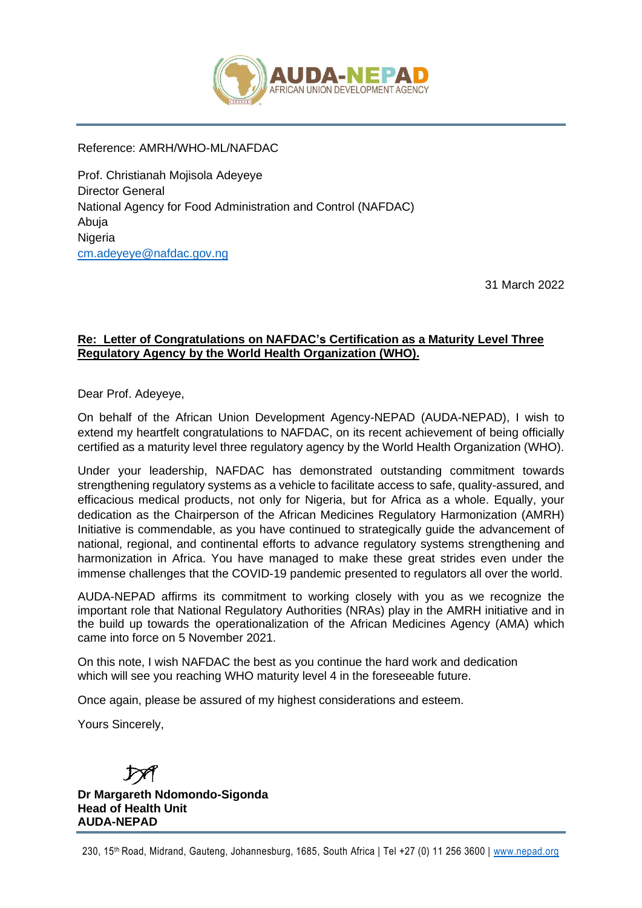AUDA-NEPAD
AFRICAN UNION DEVELOPMENT AGENCY

Reference: AMRH/WHO-ML/NAFDAC

Prof. Christianah Mojisola Adeyeye
Director General
National Agency for Food Administration and Control (NAFDAC)
Abuja
Nigeria
cm.adeyeye@nafdac.gov.ng

31 March 2022

**Re: Letter of Congratulations on NAFDAC's Certification as a Maturity Level Three Regulatory Agency by the World Health Organization (WHO).**

Dear Prof. Adeyeye,

On behalf of the African Union Development Agency-NEPAD (AUDA-NEPAD), I wish to extend my heartfelt congratulations to NAFDAC, on its recent achievement of being officially certified as a maturity level three regulatory agency by the World Health Organization (WHO).

Under your leadership, NAFDAC has demonstrated outstanding commitment towards strengthening regulatory systems as a vehicle to facilitate access to safe, quality-assured, and efficacious medical products, not only for Nigeria, but for Africa as a whole. Equally, your dedication as the Chairperson of the African Medicines Regulatory Harmonization (AMRH) Initiative is commendable, as you have continued to strategically guide the advancement of national, regional, and continental efforts to advance regulatory systems strengthening and harmonization in Africa. You have managed to make these great strides even under the immense challenges that the COVID-19 pandemic presented to regulators all over the world.

AUDA-NEPAD affirms its commitment to working closely with you as we recognize the important role that National Regulatory Authorities (NRAs) play in the AMRH initiative and in the build up towards the operationalization of the African Medicines Agency (AMA) which came into force on 5 November 2021.

On this note, I wish NAFDAC the best as you continue the hard work and dedication which will see you reaching WHO maturity level 4 in the foreseeable future.

Once again, please be assured of my highest considerations and esteem.

Yours Sincerely,

**Dr Margareth Ndomondo-Sigonda**
**Head of Health Unit**
**AUDA-NEPAD**

230, 15th Road, Midrand, Gauteng, Johannesburg, 1685, South Africa | Tel +27 (0) 11 256 3600 | www.nepad.org